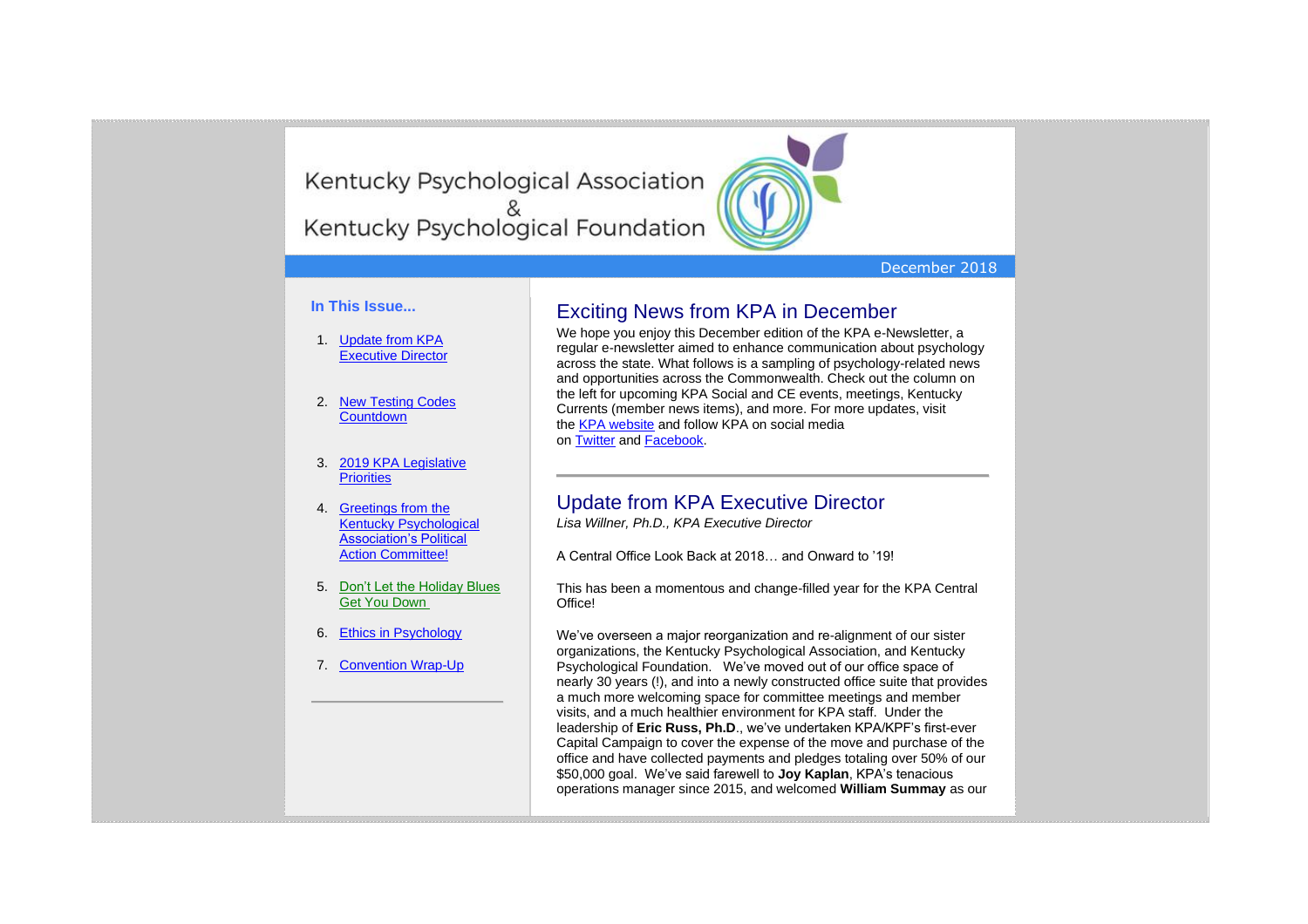Kentucky Psychological Association
&
Kentucky Psychological Foundation

December 2018

**In This Issue...**

1. Update from KPA Executive Director
2. New Testing Codes Countdown
3. 2019 KPA Legislative Priorities
4. Greetings from the Kentucky Psychological Association's Political Action Committee!
5. Don't Let the Holiday Blues Get You Down
6. Ethics in Psychology
7. Convention Wrap-Up

## Exciting News from KPA in December

We hope you enjoy this December edition of the KPA e-Newsletter, a regular e-newsletter aimed to enhance communication about psychology across the state. What follows is a sampling of psychology-related news and opportunities across the Commonwealth. Check out the column on the left for upcoming KPA Social and CE events, meetings, Kentucky Currents (member news items), and more. For more updates, visit the KPA website and follow KPA on social media on Twitter and Facebook.

## Update from KPA Executive Director

*Lisa Willner, Ph.D., KPA Executive Director*

A Central Office Look Back at 2018… and Onward to '19!

This has been a momentous and change-filled year for the KPA Central Office!

We've overseen a major reorganization and re-alignment of our sister organizations, the Kentucky Psychological Association, and Kentucky Psychological Foundation. We've moved out of our office space of nearly 30 years (!), and into a newly constructed office suite that provides a much more welcoming space for committee meetings and member visits, and a much healthier environment for KPA staff. Under the leadership of **Eric Russ, Ph.D.**, we've undertaken KPA/KPF's first-ever Capital Campaign to cover the expense of the move and purchase of the office and have collected payments and pledges totaling over 50% of our $50,000 goal. We've said farewell to **Joy Kaplan**, KPA's tenacious operations manager since 2015, and welcomed **William Summay** as our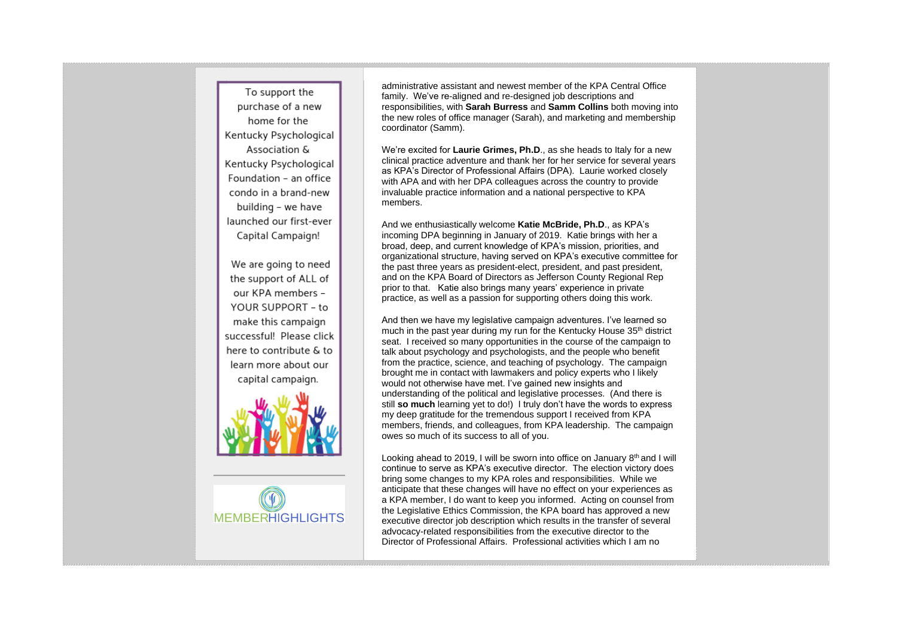To support the purchase of a new home for the Kentucky Psychological Association & Kentucky Psychological Foundation – an office condo in a brand-new building – we have launched our first-ever Capital Campaign!

We are going to need the support of ALL of our KPA members – YOUR SUPPORT – to make this campaign successful! Please click here to contribute & to learn more about our capital campaign.

MEMBERHIGHLIGHTS

administrative assistant and newest member of the KPA Central Office family. We've re-aligned and re-designed job descriptions and responsibilities, with **Sarah Burress** and **Samm Collins** both moving into the new roles of office manager (Sarah), and marketing and membership coordinator (Samm).

We're excited for **Laurie Grimes, Ph.D**., as she heads to Italy for a new clinical practice adventure and thank her for her service for several years as KPA's Director of Professional Affairs (DPA). Laurie worked closely with APA and with her DPA colleagues across the country to provide invaluable practice information and a national perspective to KPA members.

And we enthusiastically welcome **Katie McBride, Ph.D**., as KPA's incoming DPA beginning in January of 2019. Katie brings with her a broad, deep, and current knowledge of KPA's mission, priorities, and organizational structure, having served on KPA's executive committee for the past three years as president-elect, president, and past president, and on the KPA Board of Directors as Jefferson County Regional Rep prior to that. Katie also brings many years' experience in private practice, as well as a passion for supporting others doing this work.

And then we have my legislative campaign adventures. I've learned so much in the past year during my run for the Kentucky House 35th district seat. I received so many opportunities in the course of the campaign to talk about psychology and psychologists, and the people who benefit from the practice, science, and teaching of psychology. The campaign brought me in contact with lawmakers and policy experts who I likely would not otherwise have met. I've gained new insights and understanding of the political and legislative processes. (And there is still **so much** learning yet to do!) I truly don't have the words to express my deep gratitude for the tremendous support I received from KPA members, friends, and colleagues, from KPA leadership. The campaign owes so much of its success to all of you.

Looking ahead to 2019, I will be sworn into office on January 8th and I will continue to serve as KPA's executive director. The election victory does bring some changes to my KPA roles and responsibilities. While we anticipate that these changes will have no effect on your experiences as a KPA member, I do want to keep you informed. Acting on counsel from the Legislative Ethics Commission, the KPA board has approved a new executive director job description which results in the transfer of several advocacy-related responsibilities from the executive director to the Director of Professional Affairs. Professional activities which I am no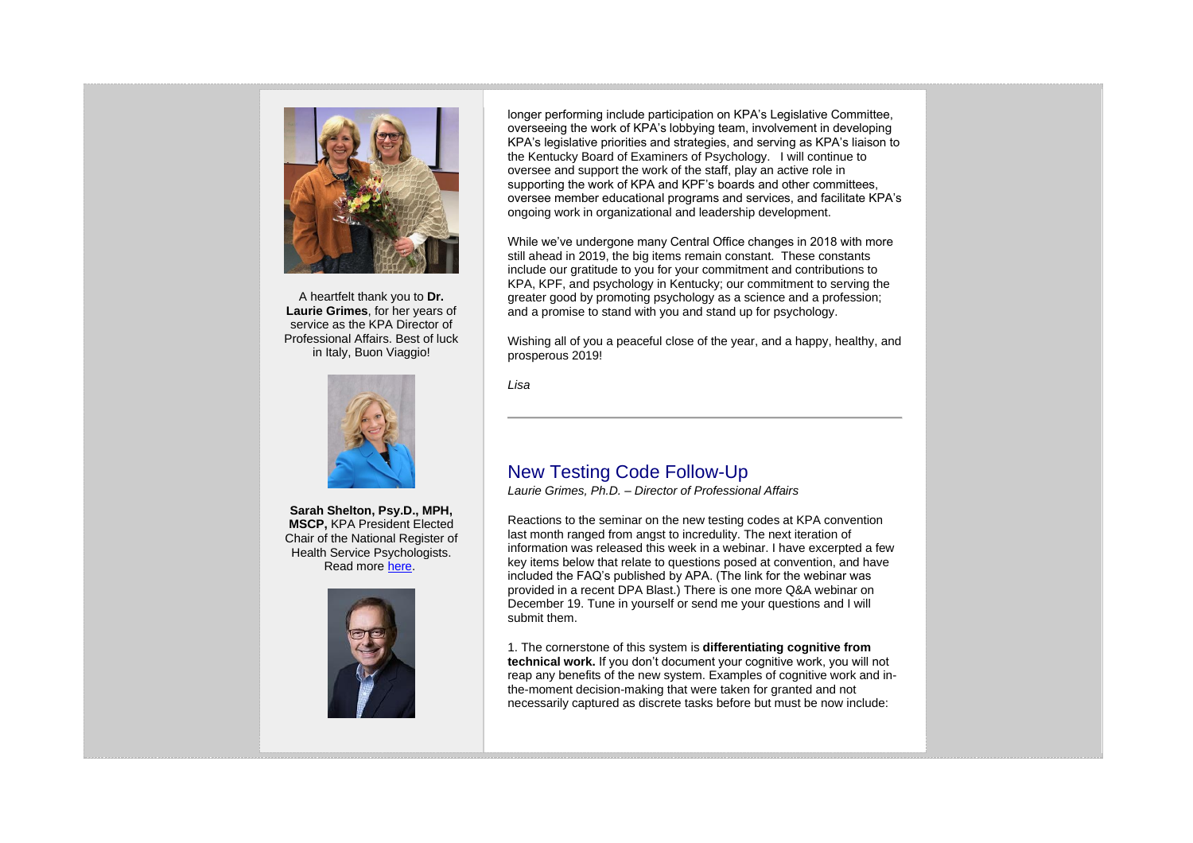A heartfelt thank you to **Dr. Laurie Grimes**, for her years of service as the KPA Director of Professional Affairs. Best of luck in Italy, Buon Viaggio!

**Sarah Shelton, Psy.D., MPH, MSCP,** KPA President Elected Chair of the National Register of Health Service Psychologists. Read more here.

longer performing include participation on KPA's Legislative Committee, overseeing the work of KPA's lobbying team, involvement in developing KPA's legislative priorities and strategies, and serving as KPA's liaison to the Kentucky Board of Examiners of Psychology. I will continue to oversee and support the work of the staff, play an active role in supporting the work of KPA and KPF's boards and other committees, oversee member educational programs and services, and facilitate KPA's ongoing work in organizational and leadership development.

While we've undergone many Central Office changes in 2018 with more still ahead in 2019, the big items remain constant. These constants include our gratitude to you for your commitment and contributions to KPA, KPF, and psychology in Kentucky; our commitment to serving the greater good by promoting psychology as a science and a profession; and a promise to stand with you and stand up for psychology.

Wishing all of you a peaceful close of the year, and a happy, healthy, and prosperous 2019!

*Lisa*

---

## New Testing Code Follow-Up

*Laurie Grimes, Ph.D. – Director of Professional Affairs*

Reactions to the seminar on the new testing codes at KPA convention last month ranged from angst to incredulity. The next iteration of information was released this week in a webinar. I have excerpted a few key items below that relate to questions posed at convention, and have included the FAQ's published by APA. (The link for the webinar was provided in a recent DPA Blast.) There is one more Q&A webinar on December 19. Tune in yourself or send me your questions and I will submit them.

1. The cornerstone of this system is **differentiating cognitive from technical work.** If you don't document your cognitive work, you will not reap any benefits of the new system. Examples of cognitive work and in-the-moment decision-making that were taken for granted and not necessarily captured as discrete tasks before but must be now include: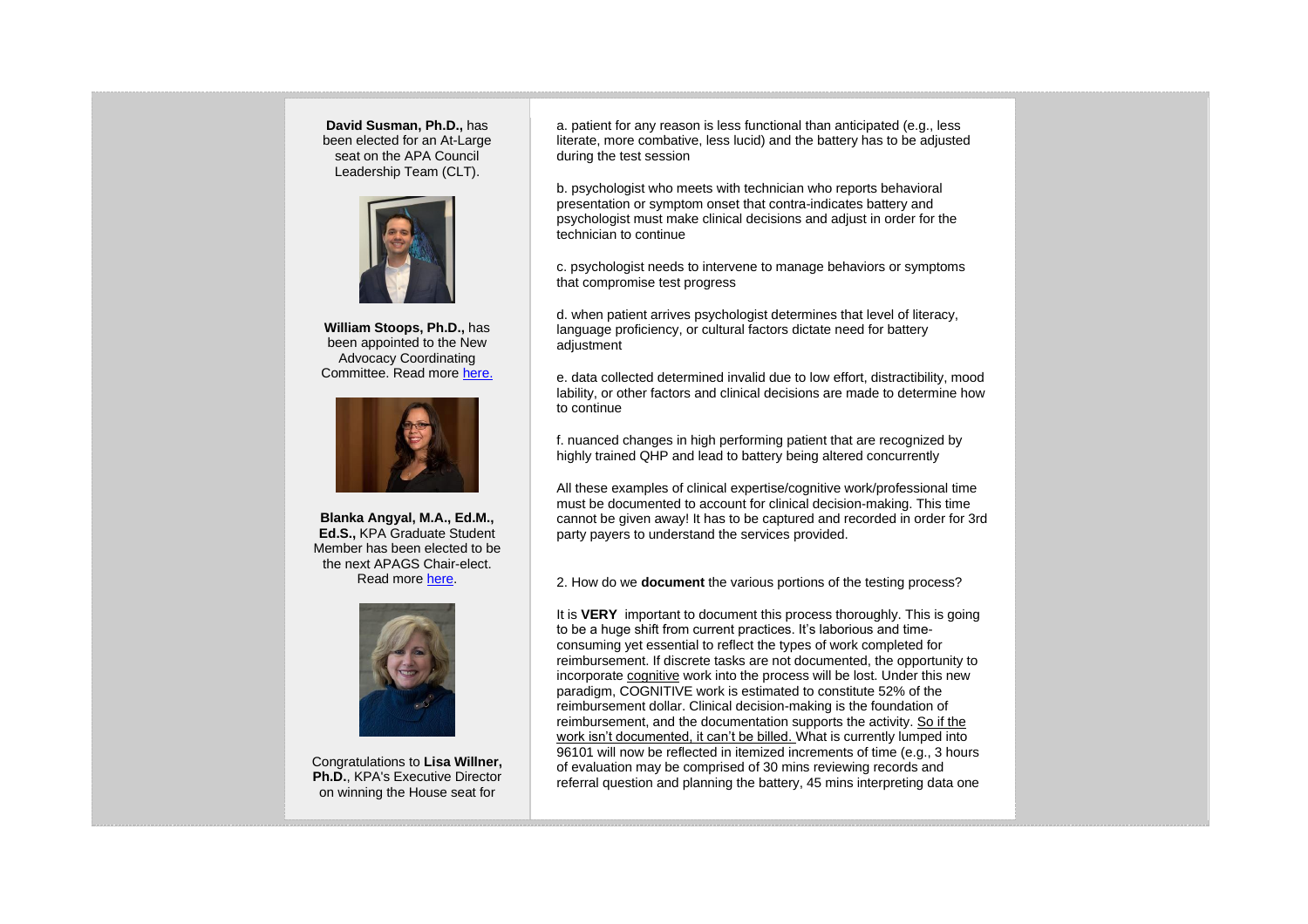**David Susman, Ph.D.,** has been elected for an At-Large seat on the APA Council Leadership Team (CLT).

**William Stoops, Ph.D.,** has been appointed to the New Advocacy Coordinating Committee. Read more here.

**Blanka Angyal, M.A., Ed.M., Ed.S.,** KPA Graduate Student Member has been elected to be the next APAGS Chair-elect. Read more here.

Congratulations to **Lisa Willner, Ph.D.**, KPA's Executive Director on winning the House seat for

a. patient for any reason is less functional than anticipated (e.g., less literate, more combative, less lucid) and the battery has to be adjusted during the test session

b. psychologist who meets with technician who reports behavioral presentation or symptom onset that contra-indicates battery and psychologist must make clinical decisions and adjust in order for the technician to continue

c. psychologist needs to intervene to manage behaviors or symptoms that compromise test progress

d. when patient arrives psychologist determines that level of literacy, language proficiency, or cultural factors dictate need for battery adjustment

e. data collected determined invalid due to low effort, distractibility, mood lability, or other factors and clinical decisions are made to determine how to continue

f. nuanced changes in high performing patient that are recognized by highly trained QHP and lead to battery being altered concurrently

All these examples of clinical expertise/cognitive work/professional time must be documented to account for clinical decision-making. This time cannot be given away! It has to be captured and recorded in order for 3rd party payers to understand the services provided.

2. How do we **document** the various portions of the testing process?

It is **VERY** important to document this process thoroughly. This is going to be a huge shift from current practices. It's laborious and time-consuming yet essential to reflect the types of work completed for reimbursement. If discrete tasks are not documented, the opportunity to incorporate cognitive work into the process will be lost. Under this new paradigm, COGNITIVE work is estimated to constitute 52% of the reimbursement dollar. Clinical decision-making is the foundation of reimbursement, and the documentation supports the activity. So if the work isn't documented, it can't be billed. What is currently lumped into 96101 will now be reflected in itemized increments of time (e.g., 3 hours of evaluation may be comprised of 30 mins reviewing records and referral question and planning the battery, 45 mins interpreting data one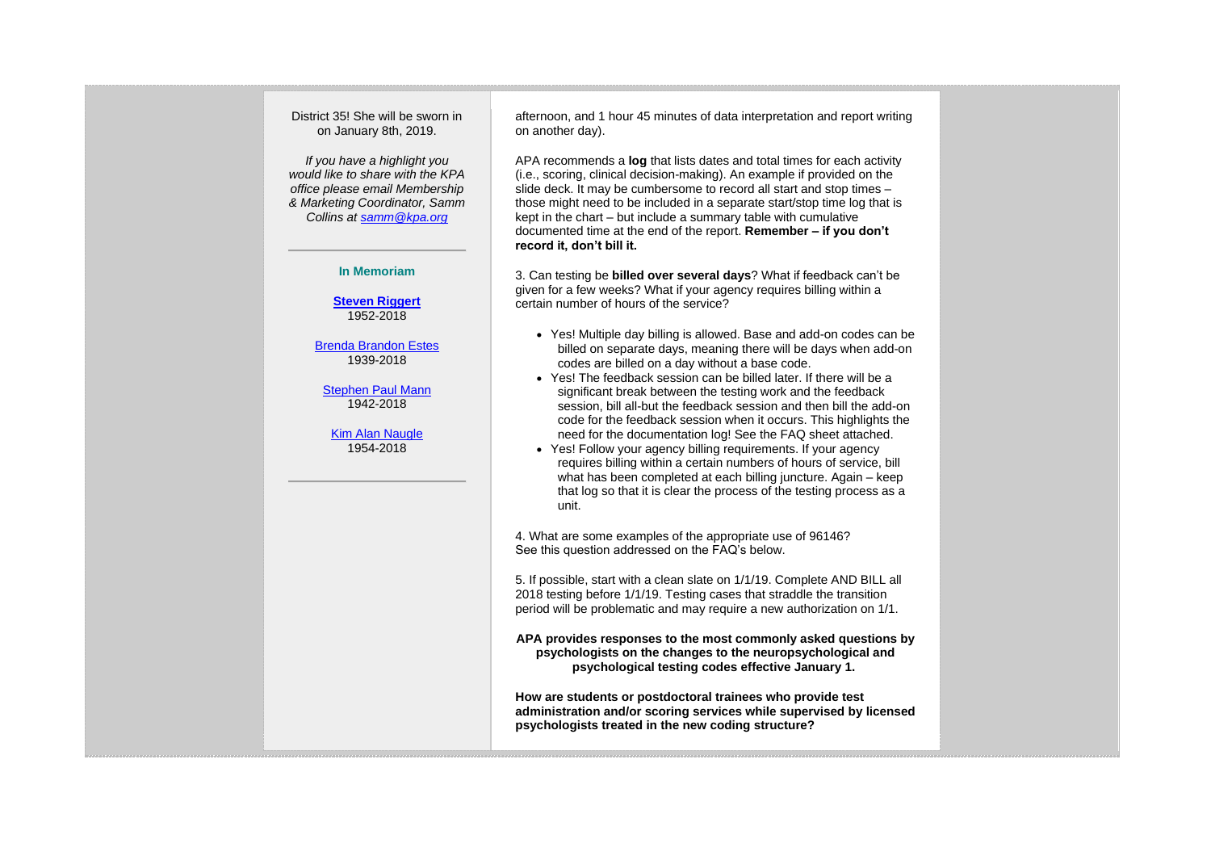District 35! She will be sworn in on January 8th, 2019.

*If you have a highlight you would like to share with the KPA office please email Membership & Marketing Coordinator, Samm Collins at samm@kpa.org*

---

**In Memoriam**

**Steven Riggert**
1952-2018

Brenda Brandon Estes
1939-2018

Stephen Paul Mann
1942-2018

Kim Alan Naugle
1954-2018

---

afternoon, and 1 hour 45 minutes of data interpretation and report writing on another day).

APA recommends a **log** that lists dates and total times for each activity (i.e., scoring, clinical decision-making). An example if provided on the slide deck. It may be cumbersome to record all start and stop times – those might need to be included in a separate start/stop time log that is kept in the chart – but include a summary table with cumulative documented time at the end of the report. **Remember – if you don't record it, don't bill it.**

3. Can testing be **billed over several days**? What if feedback can't be given for a few weeks? What if your agency requires billing within a certain number of hours of the service?

- Yes! Multiple day billing is allowed. Base and add-on codes can be billed on separate days, meaning there will be days when add-on codes are billed on a day without a base code.
- Yes! The feedback session can be billed later. If there will be a significant break between the testing work and the feedback session, bill all-but the feedback session and then bill the add-on code for the feedback session when it occurs. This highlights the need for the documentation log! See the FAQ sheet attached.
- Yes! Follow your agency billing requirements. If your agency requires billing within a certain numbers of hours of service, bill what has been completed at each billing juncture. Again – keep that log so that it is clear the process of the testing process as a unit.

4. What are some examples of the appropriate use of 96146? See this question addressed on the FAQ's below.

5. If possible, start with a clean slate on 1/1/19. Complete AND BILL all 2018 testing before 1/1/19. Testing cases that straddle the transition period will be problematic and may require a new authorization on 1/1.

**APA provides responses to the most commonly asked questions by psychologists on the changes to the neuropsychological and psychological testing codes effective January 1.**

**How are students or postdoctoral trainees who provide test administration and/or scoring services while supervised by licensed psychologists treated in the new coding structure?**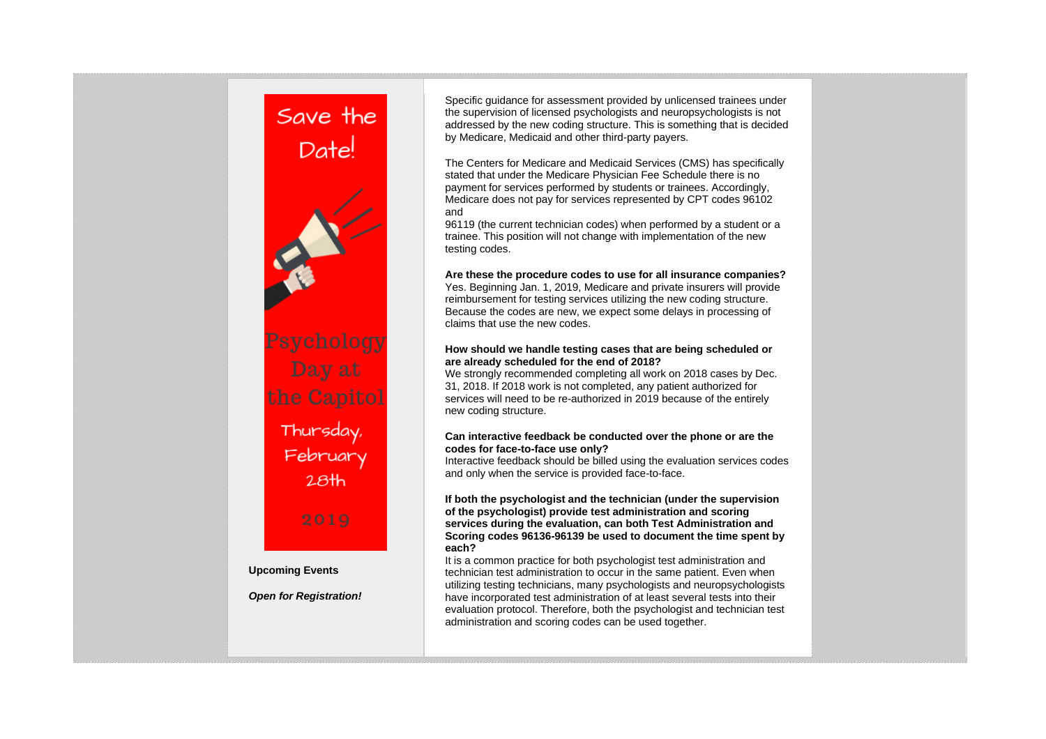Save the Date!

Psychology Day at the Capitol

Thursday, February 28th

2019

**Upcoming Events**

***Open for Registration!***

Specific guidance for assessment provided by unlicensed trainees under the supervision of licensed psychologists and neuropsychologists is not addressed by the new coding structure. This is something that is decided by Medicare, Medicaid and other third-party payers.

The Centers for Medicare and Medicaid Services (CMS) has specifically stated that under the Medicare Physician Fee Schedule there is no payment for services performed by students or trainees. Accordingly, Medicare does not pay for services represented by CPT codes 96102 and 96119 (the current technician codes) when performed by a student or a trainee. This position will not change with implementation of the new testing codes.

**Are these the procedure codes to use for all insurance companies?**
Yes. Beginning Jan. 1, 2019, Medicare and private insurers will provide reimbursement for testing services utilizing the new coding structure. Because the codes are new, we expect some delays in processing of claims that use the new codes.

**How should we handle testing cases that are being scheduled or are already scheduled for the end of 2018?**
We strongly recommended completing all work on 2018 cases by Dec. 31, 2018. If 2018 work is not completed, any patient authorized for services will need to be re-authorized in 2019 because of the entirely new coding structure.

**Can interactive feedback be conducted over the phone or are the codes for face-to-face use only?**
Interactive feedback should be billed using the evaluation services codes and only when the service is provided face-to-face.

**If both the psychologist and the technician (under the supervision of the psychologist) provide test administration and scoring services during the evaluation, can both Test Administration and Scoring codes 96136-96139 be used to document the time spent by each?**
It is a common practice for both psychologist test administration and technician test administration to occur in the same patient. Even when utilizing testing technicians, many psychologists and neuropsychologists have incorporated test administration of at least several tests into their evaluation protocol. Therefore, both the psychologist and technician test administration and scoring codes can be used together.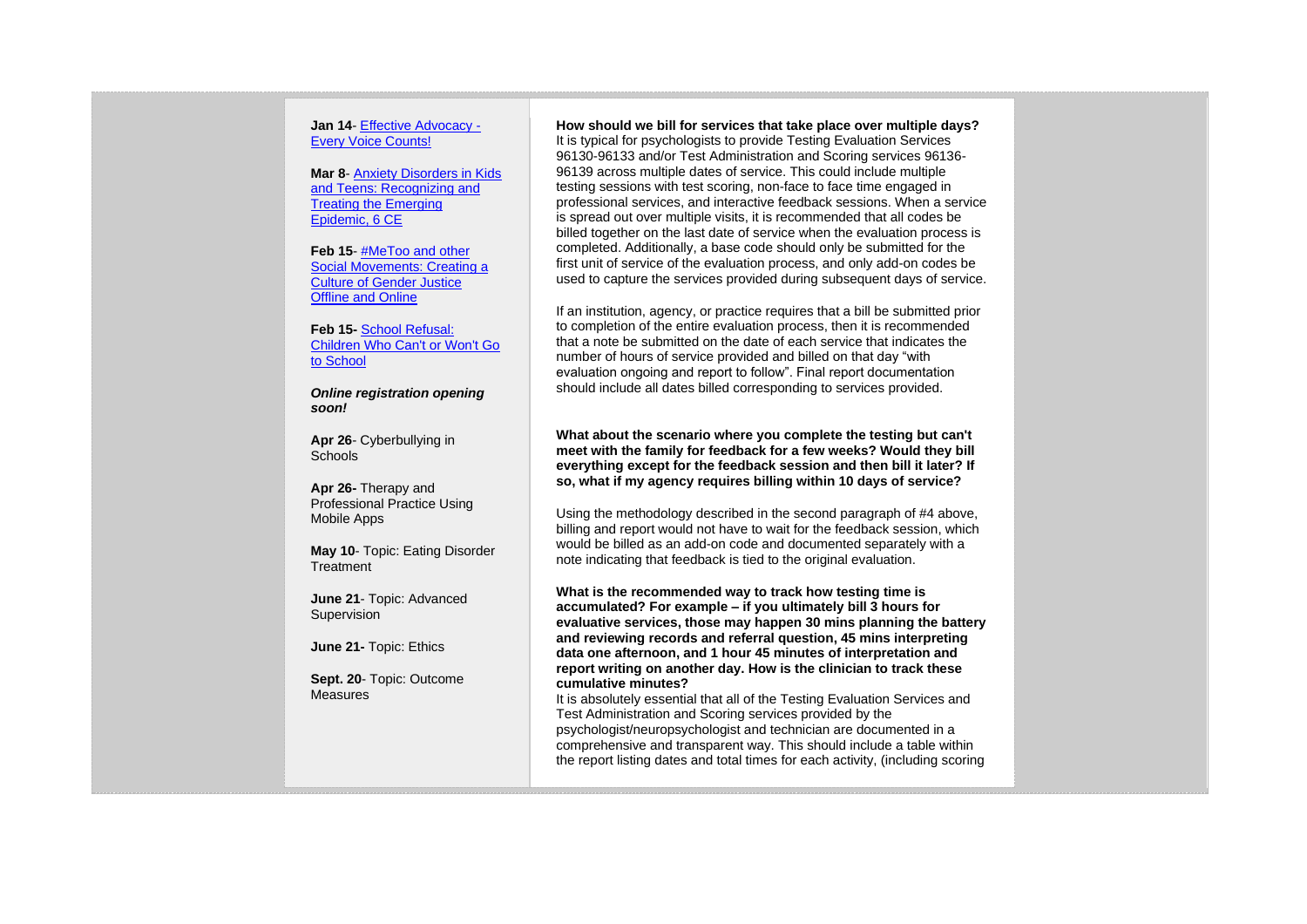**Jan 14**- Effective Advocacy - Every Voice Counts!

**Mar 8**- Anxiety Disorders in Kids and Teens: Recognizing and Treating the Emerging Epidemic, 6 CE

**Feb 15**- #MeToo and other Social Movements: Creating a Culture of Gender Justice Offline and Online

**Feb 15-** School Refusal: Children Who Can't or Won't Go to School

***Online registration opening soon!***

**Apr 26**- Cyberbullying in Schools

**Apr 26-** Therapy and Professional Practice Using Mobile Apps

**May 10**- Topic: Eating Disorder Treatment

**June 21**- Topic: Advanced Supervision

**June 21-** Topic: Ethics

**Sept. 20**- Topic: Outcome Measures

**How should we bill for services that take place over multiple days?**
It is typical for psychologists to provide Testing Evaluation Services 96130-96133 and/or Test Administration and Scoring services 96136-96139 across multiple dates of service. This could include multiple testing sessions with test scoring, non-face to face time engaged in professional services, and interactive feedback sessions. When a service is spread out over multiple visits, it is recommended that all codes be billed together on the last date of service when the evaluation process is completed. Additionally, a base code should only be submitted for the first unit of service of the evaluation process, and only add-on codes be used to capture the services provided during subsequent days of service.

If an institution, agency, or practice requires that a bill be submitted prior to completion of the entire evaluation process, then it is recommended that a note be submitted on the date of each service that indicates the number of hours of service provided and billed on that day "with evaluation ongoing and report to follow". Final report documentation should include all dates billed corresponding to services provided.

**What about the scenario where you complete the testing but can't meet with the family for feedback for a few weeks? Would they bill everything except for the feedback session and then bill it later? If so, what if my agency requires billing within 10 days of service?**

Using the methodology described in the second paragraph of #4 above, billing and report would not have to wait for the feedback session, which would be billed as an add-on code and documented separately with a note indicating that feedback is tied to the original evaluation.

**What is the recommended way to track how testing time is accumulated? For example – if you ultimately bill 3 hours for evaluative services, those may happen 30 mins planning the battery and reviewing records and referral question, 45 mins interpreting data one afternoon, and 1 hour 45 minutes of interpretation and report writing on another day. How is the clinician to track these cumulative minutes?**
It is absolutely essential that all of the Testing Evaluation Services and Test Administration and Scoring services provided by the psychologist/neuropsychologist and technician are documented in a comprehensive and transparent way. This should include a table within the report listing dates and total times for each activity, (including scoring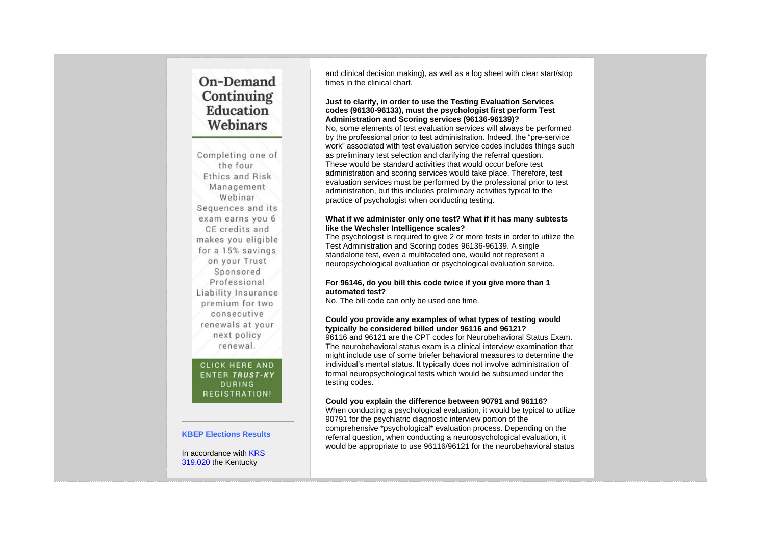## On-Demand Continuing Education Webinars

Completing one of the four Ethics and Risk Management Webinar Sequences and its exam earns you 6 CE credits and makes you eligible for a 15% savings on your Trust Sponsored Professional Liability Insurance premium for two consecutive renewals at your next policy renewal.

CLICK HERE AND ENTER ***TRUST-KY*** DURING REGISTRATION!

---

**KBEP Elections Results**

In accordance with KRS 319.020 the Kentucky

and clinical decision making), as well as a log sheet with clear start/stop times in the clinical chart.

**Just to clarify, in order to use the Testing Evaluation Services codes (96130-96133), must the psychologist first perform Test Administration and Scoring services (96136-96139)?**
No, some elements of test evaluation services will always be performed by the professional prior to test administration. Indeed, the "pre-service work" associated with test evaluation service codes includes things such as preliminary test selection and clarifying the referral question. These would be standard activities that would occur before test administration and scoring services would take place. Therefore, test evaluation services must be performed by the professional prior to test administration, but this includes preliminary activities typical to the practice of psychologist when conducting testing.

**What if we administer only one test? What if it has many subtests like the Wechsler Intelligence scales?**
The psychologist is required to give 2 or more tests in order to utilize the Test Administration and Scoring codes 96136-96139. A single standalone test, even a multifaceted one, would not represent a neuropsychological evaluation or psychological evaluation service.

**For 96146, do you bill this code twice if you give more than 1 automated test?**
No. The bill code can only be used one time.

**Could you provide any examples of what types of testing would typically be considered billed under 96116 and 96121?**
96116 and 96121 are the CPT codes for Neurobehavioral Status Exam. The neurobehavioral status exam is a clinical interview examination that might include use of some briefer behavioral measures to determine the individual's mental status. It typically does not involve administration of formal neuropsychological tests which would be subsumed under the testing codes.

**Could you explain the difference between 90791 and 96116?**
When conducting a psychological evaluation, it would be typical to utilize 90791 for the psychiatric diagnostic interview portion of the comprehensive *psychological* evaluation process. Depending on the referral question, when conducting a neuropsychological evaluation, it would be appropriate to use 96116/96121 for the neurobehavioral status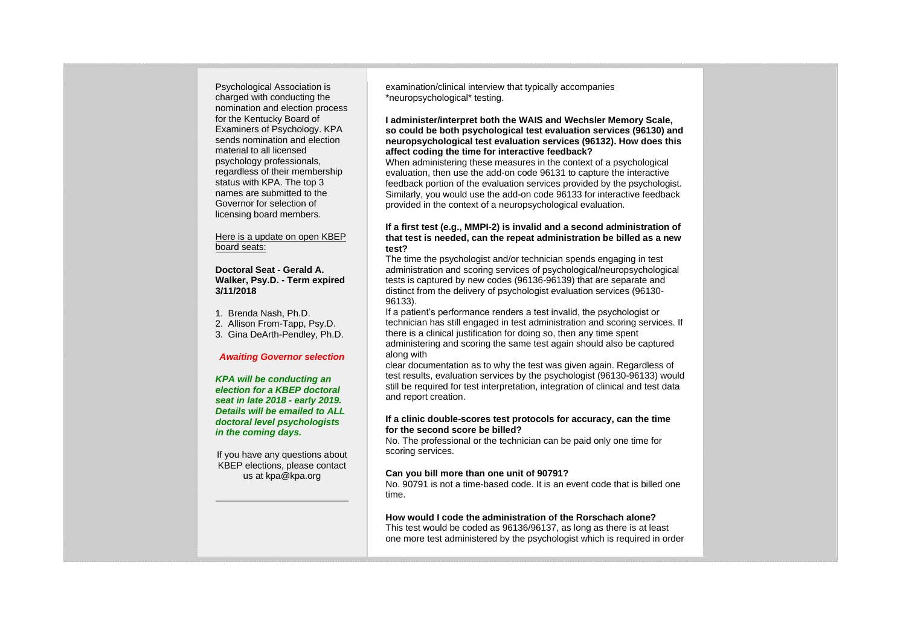Psychological Association is charged with conducting the nomination and election process for the Kentucky Board of Examiners of Psychology. KPA sends nomination and election material to all licensed psychology professionals, regardless of their membership status with KPA. The top 3 names are submitted to the Governor for selection of licensing board members.

Here is a update on open KBEP board seats:

**Doctoral Seat - Gerald A. Walker, Psy.D. - Term expired 3/11/2018**

1. Brenda Nash, Ph.D.
2. Allison From-Tapp, Psy.D.
3. Gina DeArth-Pendley, Ph.D.

***Awaiting Governor selection***

***KPA will be conducting an election for a KBEP doctoral seat in late 2018 - early 2019. Details will be emailed to ALL doctoral level psychologists in the coming days.***

If you have any questions about KBEP elections, please contact us at kpa@kpa.org

---

examination/clinical interview that typically accompanies *neuropsychological* testing.

**I administer/interpret both the WAIS and Wechsler Memory Scale, so could be both psychological test evaluation services (96130) and neuropsychological test evaluation services (96132). How does this affect coding the time for interactive feedback?**
When administering these measures in the context of a psychological evaluation, then use the add-on code 96131 to capture the interactive feedback portion of the evaluation services provided by the psychologist. Similarly, you would use the add-on code 96133 for interactive feedback provided in the context of a neuropsychological evaluation.

**If a first test (e.g., MMPI-2) is invalid and a second administration of that test is needed, can the repeat administration be billed as a new test?**
The time the psychologist and/or technician spends engaging in test administration and scoring services of psychological/neuropsychological tests is captured by new codes (96136-96139) that are separate and distinct from the delivery of psychologist evaluation services (96130-96133).
If a patient's performance renders a test invalid, the psychologist or technician has still engaged in test administration and scoring services. If there is a clinical justification for doing so, then any time spent administering and scoring the same test again should also be captured along with
clear documentation as to why the test was given again. Regardless of test results, evaluation services by the psychologist (96130-96133) would still be required for test interpretation, integration of clinical and test data and report creation.

**If a clinic double-scores test protocols for accuracy, can the time for the second score be billed?**
No. The professional or the technician can be paid only one time for scoring services.

**Can you bill more than one unit of 90791?**
No. 90791 is not a time-based code. It is an event code that is billed one time.

**How would I code the administration of the Rorschach alone?**
This test would be coded as 96136/96137, as long as there is at least one more test administered by the psychologist which is required in order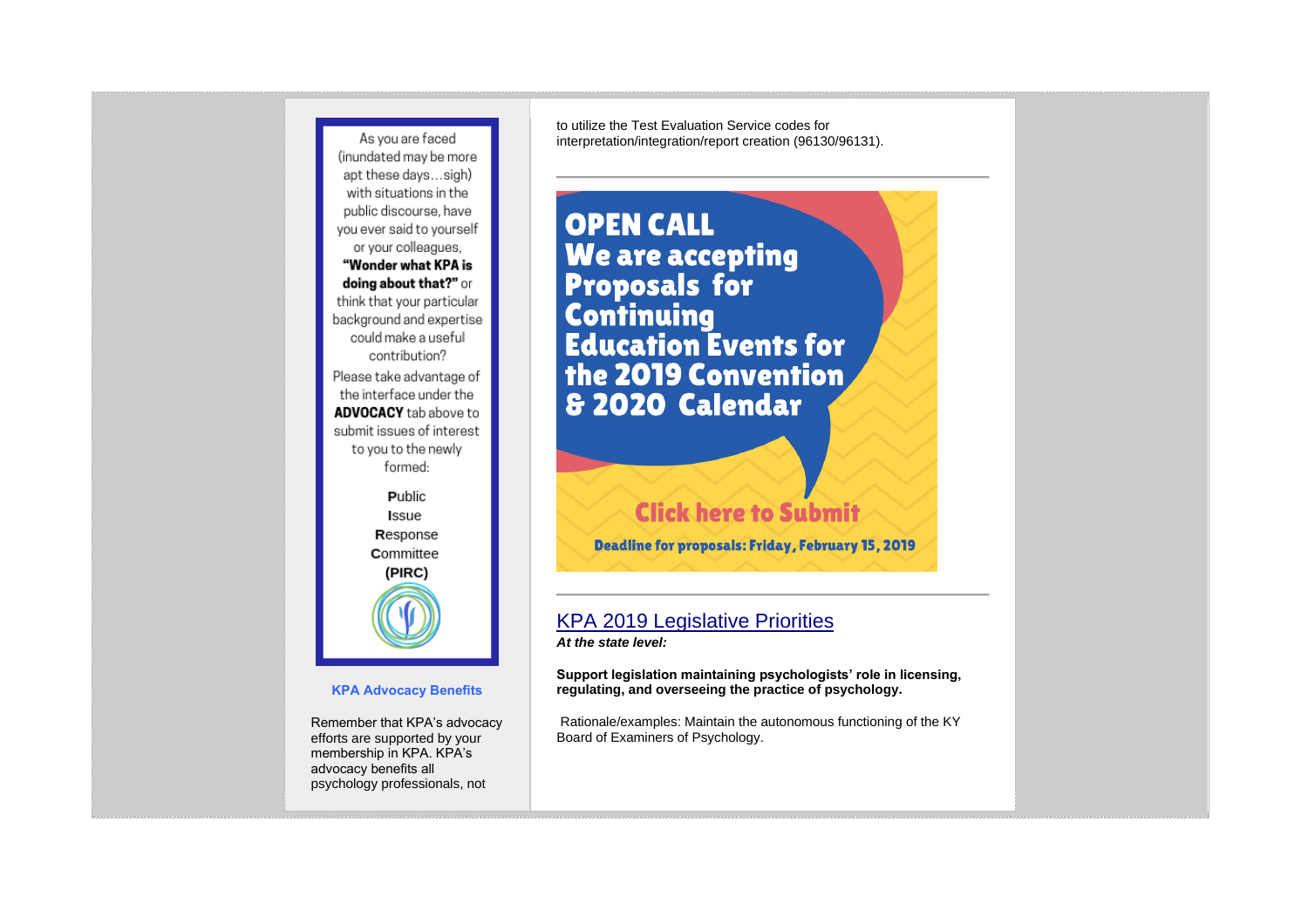As you are faced (inundated may be more apt these days…sigh) with situations in the public discourse, have you ever said to yourself or your colleagues, **"Wonder what KPA is doing about that?"** or think that your particular background and expertise could make a useful contribution?

Please take advantage of the interface under the **ADVOCACY** tab above to submit issues of interest to you to the newly formed:

**P**ublic
**I**ssue
**R**esponse
**C**ommittee
**(PIRC)**

**KPA Advocacy Benefits**

Remember that KPA's advocacy efforts are supported by your membership in KPA. KPA's advocacy benefits all psychology professionals, not

to utilize the Test Evaluation Service codes for interpretation/integration/report creation (96130/96131).

---

**OPEN CALL**
**We are accepting Proposals for Continuing Education Events for the 2019 Convention & 2020 Calendar**

**Click here to Submit**

**Deadline for proposals: Friday, February 15, 2019**

---

## KPA 2019 Legislative Priorities

***At the state level:***

**Support legislation maintaining psychologists' role in licensing, regulating, and overseeing the practice of psychology.**

Rationale/examples: Maintain the autonomous functioning of the KY Board of Examiners of Psychology.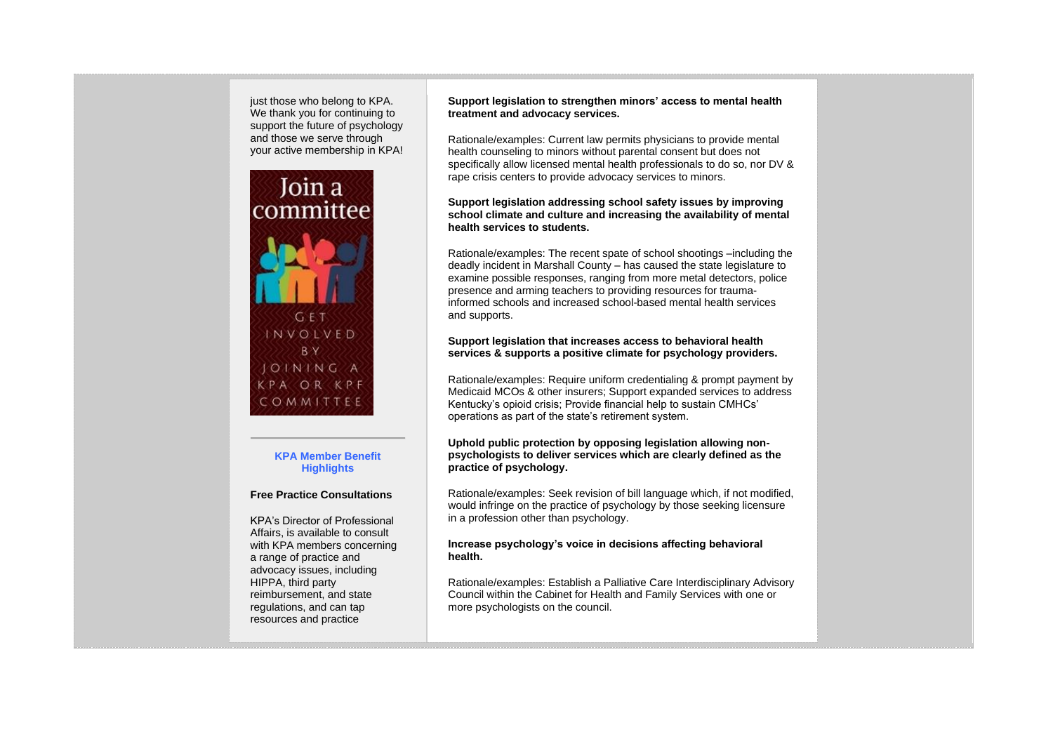just those who belong to KPA. We thank you for continuing to support the future of psychology and those we serve through your active membership in KPA!

Join a committee

GET INVOLVED BY JOINING A KPA OR KPF COMMITTEE

---

**KPA Member Benefit Highlights**

**Free Practice Consultations**

KPA's Director of Professional Affairs, is available to consult with KPA members concerning a range of practice and advocacy issues, including HIPPA, third party reimbursement, and state regulations, and can tap resources and practice

**Support legislation to strengthen minors' access to mental health treatment and advocacy services.**

Rationale/examples: Current law permits physicians to provide mental health counseling to minors without parental consent but does not specifically allow licensed mental health professionals to do so, nor DV & rape crisis centers to provide advocacy services to minors.

**Support legislation addressing school safety issues by improving school climate and culture and increasing the availability of mental health services to students.**

Rationale/examples: The recent spate of school shootings –including the deadly incident in Marshall County – has caused the state legislature to examine possible responses, ranging from more metal detectors, police presence and arming teachers to providing resources for trauma-informed schools and increased school-based mental health services and supports.

**Support legislation that increases access to behavioral health services & supports a positive climate for psychology providers.**

Rationale/examples: Require uniform credentialing & prompt payment by Medicaid MCOs & other insurers; Support expanded services to address Kentucky's opioid crisis; Provide financial help to sustain CMHCs' operations as part of the state's retirement system.

**Uphold public protection by opposing legislation allowing non-psychologists to deliver services which are clearly defined as the practice of psychology.**

Rationale/examples: Seek revision of bill language which, if not modified, would infringe on the practice of psychology by those seeking licensure in a profession other than psychology.

**Increase psychology's voice in decisions affecting behavioral health.**

Rationale/examples: Establish a Palliative Care Interdisciplinary Advisory Council within the Cabinet for Health and Family Services with one or more psychologists on the council.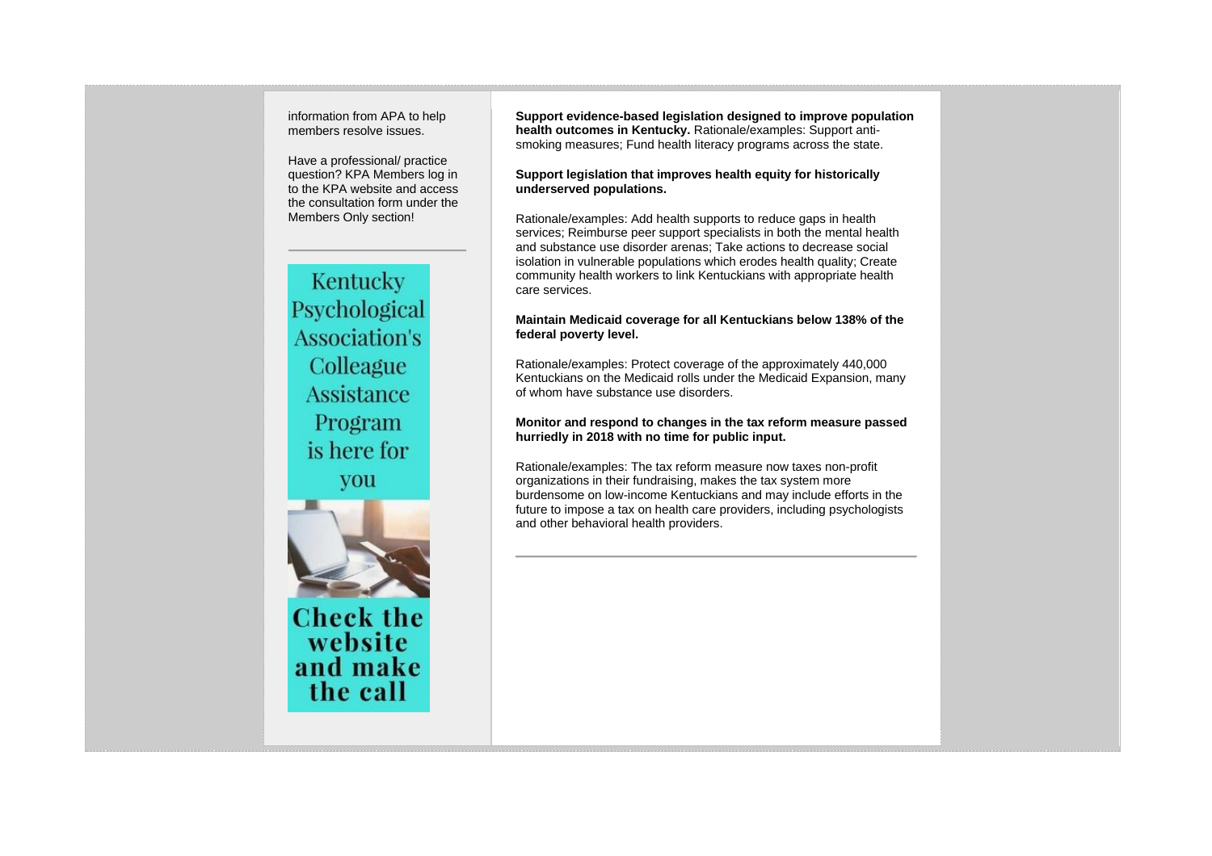information from APA to help members resolve issues.

Have a professional/ practice question? KPA Members log in to the KPA website and access the consultation form under the Members Only section!

---

Kentucky Psychological Association's Colleague Assistance Program is here for you

Check the website and make the call

**Support evidence-based legislation designed to improve population health outcomes in Kentucky.** Rationale/examples: Support anti-smoking measures; Fund health literacy programs across the state.

**Support legislation that improves health equity for historically underserved populations.**

Rationale/examples: Add health supports to reduce gaps in health services; Reimburse peer support specialists in both the mental health and substance use disorder arenas; Take actions to decrease social isolation in vulnerable populations which erodes health quality; Create community health workers to link Kentuckians with appropriate health care services.

**Maintain Medicaid coverage for all Kentuckians below 138% of the federal poverty level.**

Rationale/examples: Protect coverage of the approximately 440,000 Kentuckians on the Medicaid rolls under the Medicaid Expansion, many of whom have substance use disorders.

**Monitor and respond to changes in the tax reform measure passed hurriedly in 2018 with no time for public input.**

Rationale/examples: The tax reform measure now taxes non-profit organizations in their fundraising, makes the tax system more burdensome on low-income Kentuckians and may include efforts in the future to impose a tax on health care providers, including psychologists and other behavioral health providers.

---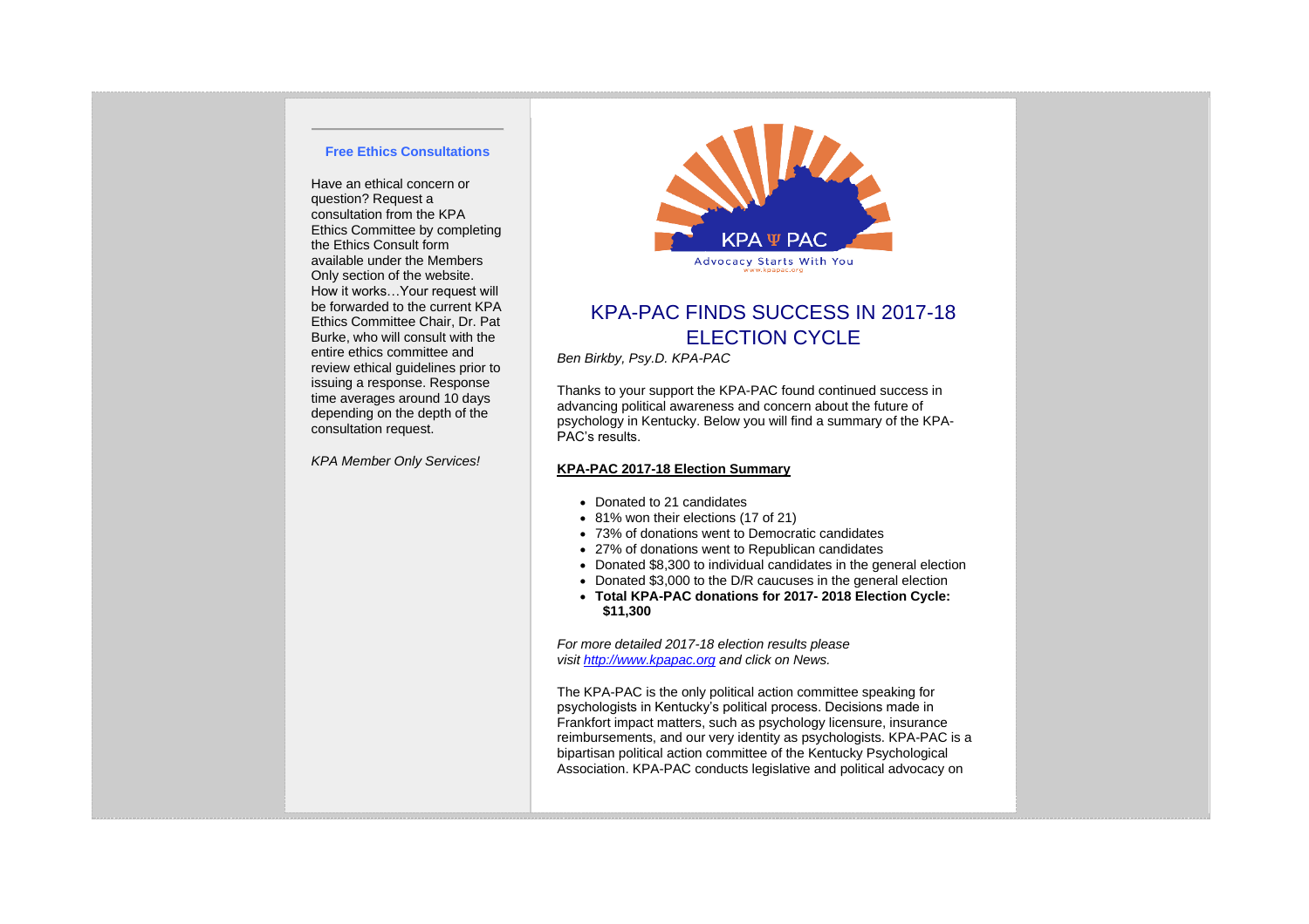### Free Ethics Consultations

Have an ethical concern or question? Request a consultation from the KPA Ethics Committee by completing the Ethics Consult form available under the Members Only section of the website. How it works…Your request will be forwarded to the current KPA Ethics Committee Chair, Dr. Pat Burke, who will consult with the entire ethics committee and review ethical guidelines prior to issuing a response. Response time averages around 10 days depending on the depth of the consultation request.

*KPA Member Only Services!*

KPA Ψ PAC

Advocacy Starts With You

www.kpapac.org

## KPA-PAC FINDS SUCCESS IN 2017-18 ELECTION CYCLE

*Ben Birkby, Psy.D. KPA-PAC*

Thanks to your support the KPA-PAC found continued success in advancing political awareness and concern about the future of psychology in Kentucky. Below you will find a summary of the KPA-PAC's results.

**KPA-PAC 2017-18 Election Summary**

- Donated to 21 candidates
- 81% won their elections (17 of 21)
- 73% of donations went to Democratic candidates
- 27% of donations went to Republican candidates
- Donated $8,300 to individual candidates in the general election
- Donated $3,000 to the D/R caucuses in the general election
- **Total KPA-PAC donations for 2017- 2018 Election Cycle: $11,300**

*For more detailed 2017-18 election results please visit [http://www.kpapac.org](http://www.kpapac.org) and click on News.*

The KPA-PAC is the only political action committee speaking for psychologists in Kentucky's political process. Decisions made in Frankfort impact matters, such as psychology licensure, insurance reimbursements, and our very identity as psychologists. KPA-PAC is a bipartisan political action committee of the Kentucky Psychological Association. KPA-PAC conducts legislative and political advocacy on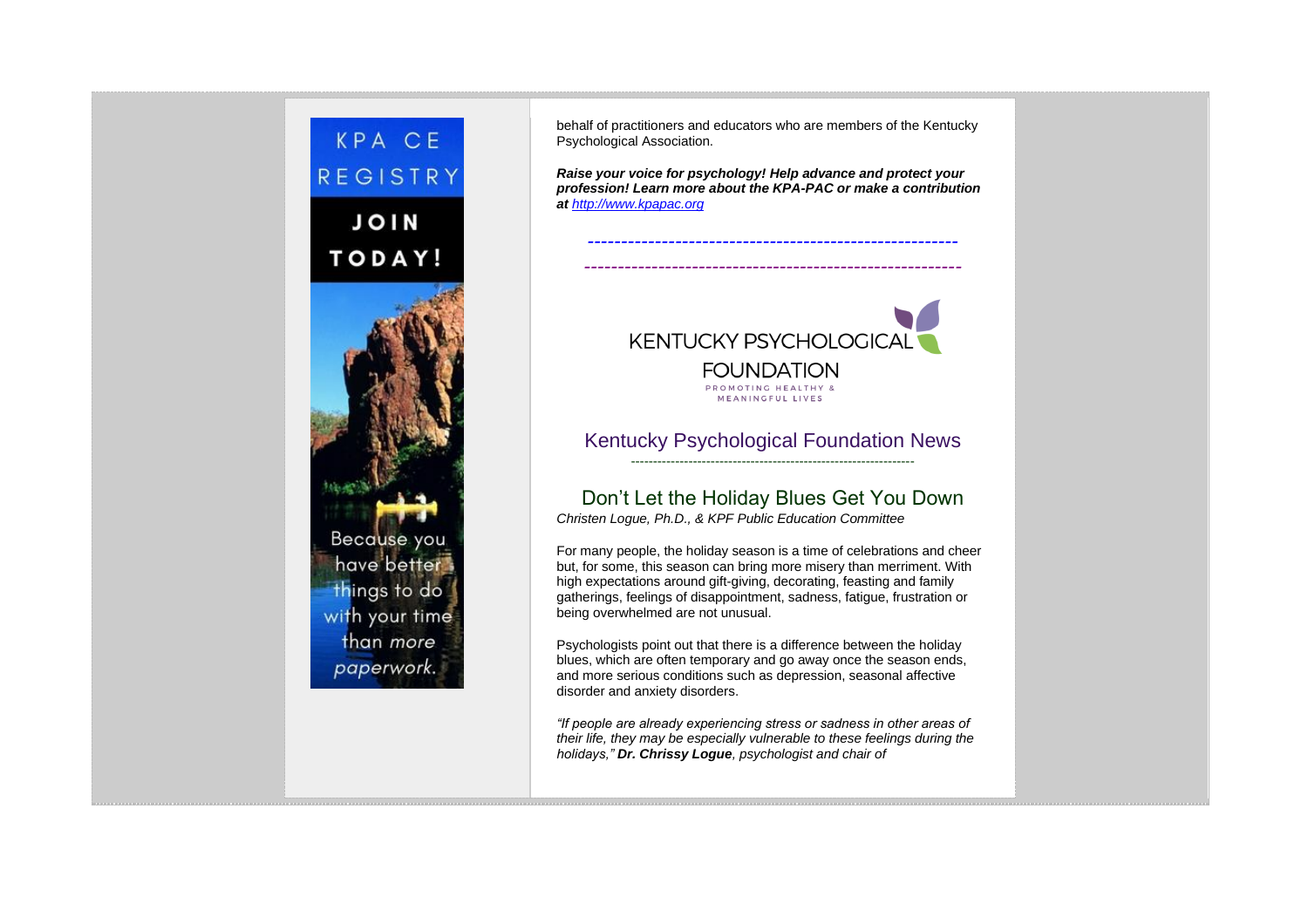KPA CE REGISTRY

JOIN TODAY!

Because you have better things to do with your time than *more* paperwork.

behalf of practitioners and educators who are members of the Kentucky Psychological Association.

***Raise your voice for psychology! Help advance and protect your profession! Learn more about the KPA-PAC or make a contribution at [http://www.kpapac.org](http://www.kpapac.org)***

---

---

KENTUCKY PSYCHOLOGICAL FOUNDATION

PROMOTING HEALTHY & MEANINGFUL LIVES

## Kentucky Psychological Foundation News

---

### Don't Let the Holiday Blues Get You Down

*Christen Logue, Ph.D., & KPF Public Education Committee*

For many people, the holiday season is a time of celebrations and cheer but, for some, this season can bring more misery than merriment. With high expectations around gift-giving, decorating, feasting and family gatherings, feelings of disappointment, sadness, fatigue, frustration or being overwhelmed are not unusual.

Psychologists point out that there is a difference between the holiday blues, which are often temporary and go away once the season ends, and more serious conditions such as depression, seasonal affective disorder and anxiety disorders.

*"If people are already experiencing stress or sadness in other areas of their life, they may be especially vulnerable to these feelings during the holidays,"* ***Dr. Chrissy Logue****, psychologist and chair of*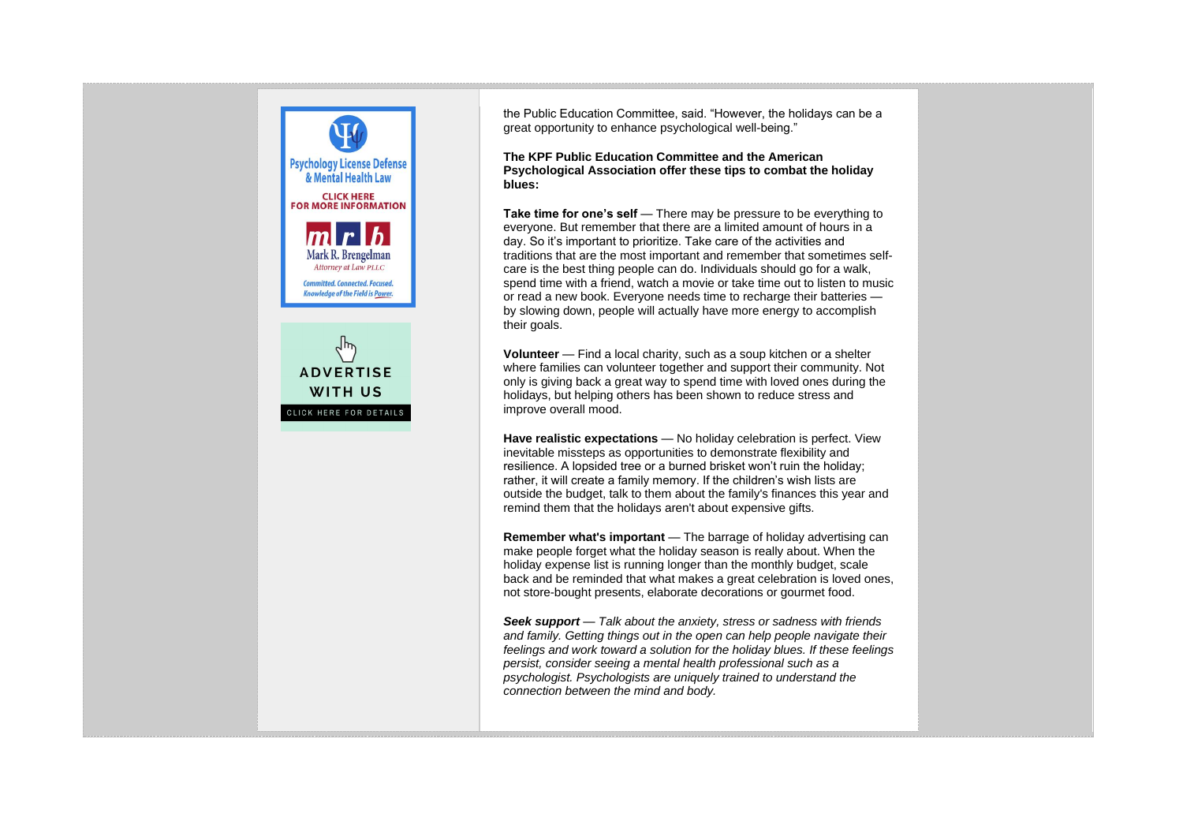Psychology License Defense & Mental Health Law

CLICK HERE FOR MORE INFORMATION

Mark R. Brengelman
Attorney at Law PLLC

Committed. Connected. Focused.
Knowledge of the Field is Power.

ADVERTISE WITH US

CLICK HERE FOR DETAILS

the Public Education Committee, said. "However, the holidays can be a great opportunity to enhance psychological well-being."

**The KPF Public Education Committee and the American Psychological Association offer these tips to combat the holiday blues:**

**Take time for one's self** — There may be pressure to be everything to everyone. But remember that there are a limited amount of hours in a day. So it's important to prioritize. Take care of the activities and traditions that are the most important and remember that sometimes self-care is the best thing people can do. Individuals should go for a walk, spend time with a friend, watch a movie or take time out to listen to music or read a new book. Everyone needs time to recharge their batteries — by slowing down, people will actually have more energy to accomplish their goals.

**Volunteer** — Find a local charity, such as a soup kitchen or a shelter where families can volunteer together and support their community. Not only is giving back a great way to spend time with loved ones during the holidays, but helping others has been shown to reduce stress and improve overall mood.

**Have realistic expectations** — No holiday celebration is perfect. View inevitable missteps as opportunities to demonstrate flexibility and resilience. A lopsided tree or a burned brisket won't ruin the holiday; rather, it will create a family memory. If the children's wish lists are outside the budget, talk to them about the family's finances this year and remind them that the holidays aren't about expensive gifts.

**Remember what's important** — The barrage of holiday advertising can make people forget what the holiday season is really about. When the holiday expense list is running longer than the monthly budget, scale back and be reminded that what makes a great celebration is loved ones, not store-bought presents, elaborate decorations or gourmet food.

***Seek support*** *— Talk about the anxiety, stress or sadness with friends and family. Getting things out in the open can help people navigate their feelings and work toward a solution for the holiday blues. If these feelings persist, consider seeing a mental health professional such as a psychologist. Psychologists are uniquely trained to understand the connection between the mind and body.*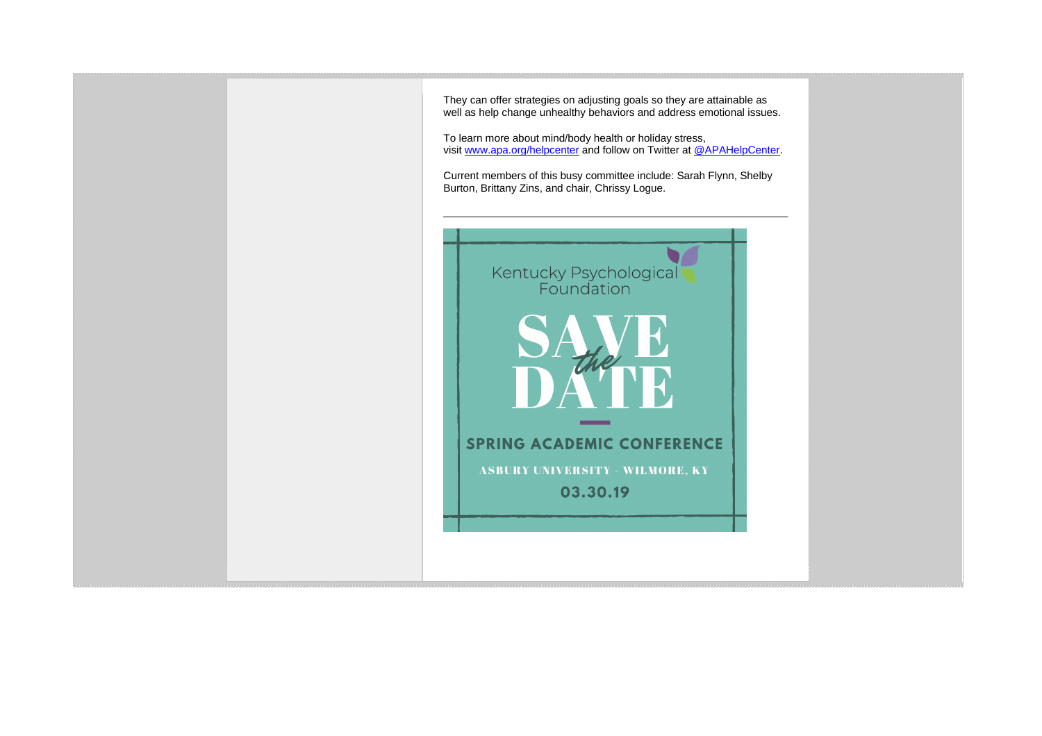They can offer strategies on adjusting goals so they are attainable as well as help change unhealthy behaviors and address emotional issues.

To learn more about mind/body health or holiday stress, visit [www.apa.org/helpcenter](http://www.apa.org/helpcenter) and follow on Twitter at [@APAHelpCenter](https://twitter.com/APAHelpCenter).

Current members of this busy committee include: Sarah Flynn, Shelby Burton, Brittany Zins, and chair, Chrissy Logue.

---

Kentucky Psychological Foundation

SAVE the DATE

SPRING ACADEMIC CONFERENCE

ASBURY UNIVERSITY - WILMORE, KY

03.30.19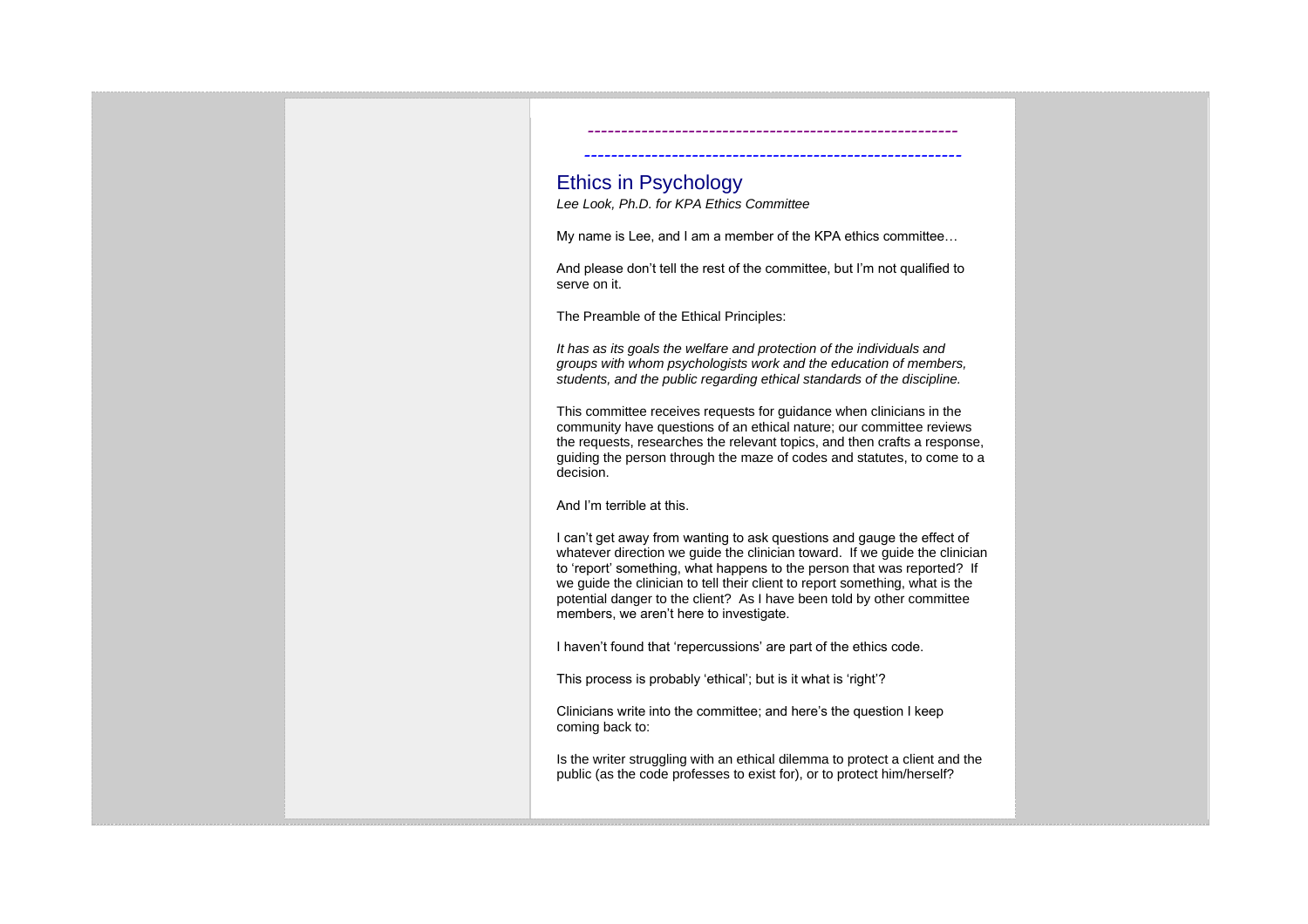## Ethics in Psychology

*Lee Look, Ph.D. for KPA Ethics Committee*

My name is Lee, and I am a member of the KPA ethics committee…

And please don't tell the rest of the committee, but I'm not qualified to serve on it.

The Preamble of the Ethical Principles:

*It has as its goals the welfare and protection of the individuals and groups with whom psychologists work and the education of members, students, and the public regarding ethical standards of the discipline.*

This committee receives requests for guidance when clinicians in the community have questions of an ethical nature; our committee reviews the requests, researches the relevant topics, and then crafts a response, guiding the person through the maze of codes and statutes, to come to a decision.

And I'm terrible at this.

I can't get away from wanting to ask questions and gauge the effect of whatever direction we guide the clinician toward. If we guide the clinician to 'report' something, what happens to the person that was reported? If we guide the clinician to tell their client to report something, what is the potential danger to the client? As I have been told by other committee members, we aren't here to investigate.

I haven't found that 'repercussions' are part of the ethics code.

This process is probably 'ethical'; but is it what is 'right'?

Clinicians write into the committee; and here's the question I keep coming back to:

Is the writer struggling with an ethical dilemma to protect a client and the public (as the code professes to exist for), or to protect him/herself?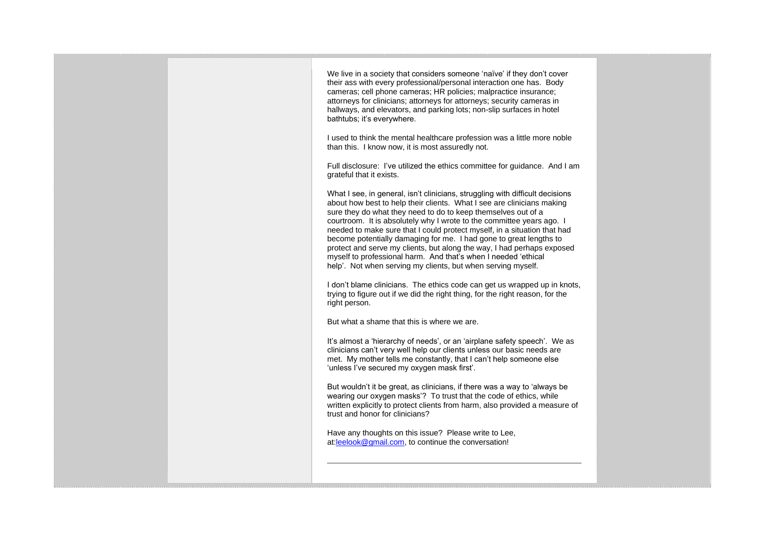We live in a society that considers someone 'naïve' if they don't cover their ass with every professional/personal interaction one has. Body cameras; cell phone cameras; HR policies; malpractice insurance; attorneys for clinicians; attorneys for attorneys; security cameras in hallways, and elevators, and parking lots; non-slip surfaces in hotel bathtubs; it's everywhere.

I used to think the mental healthcare profession was a little more noble than this. I know now, it is most assuredly not.

Full disclosure: I've utilized the ethics committee for guidance. And I am grateful that it exists.

What I see, in general, isn't clinicians, struggling with difficult decisions about how best to help their clients. What I see are clinicians making sure they do what they need to do to keep themselves out of a courtroom. It is absolutely why I wrote to the committee years ago. I needed to make sure that I could protect myself, in a situation that had become potentially damaging for me. I had gone to great lengths to protect and serve my clients, but along the way, I had perhaps exposed myself to professional harm. And that's when I needed 'ethical help'. Not when serving my clients, but when serving myself.

I don't blame clinicians. The ethics code can get us wrapped up in knots, trying to figure out if we did the right thing, for the right reason, for the right person.

But what a shame that this is where we are.

It's almost a 'hierarchy of needs', or an 'airplane safety speech'. We as clinicians can't very well help our clients unless our basic needs are met. My mother tells me constantly, that I can't help someone else 'unless I've secured my oxygen mask first'.

But wouldn't it be great, as clinicians, if there was a way to 'always be wearing our oxygen masks'? To trust that the code of ethics, while written explicitly to protect clients from harm, also provided a measure of trust and honor for clinicians?

Have any thoughts on this issue? Please write to Lee, at:leelook@gmail.com, to continue the conversation!

---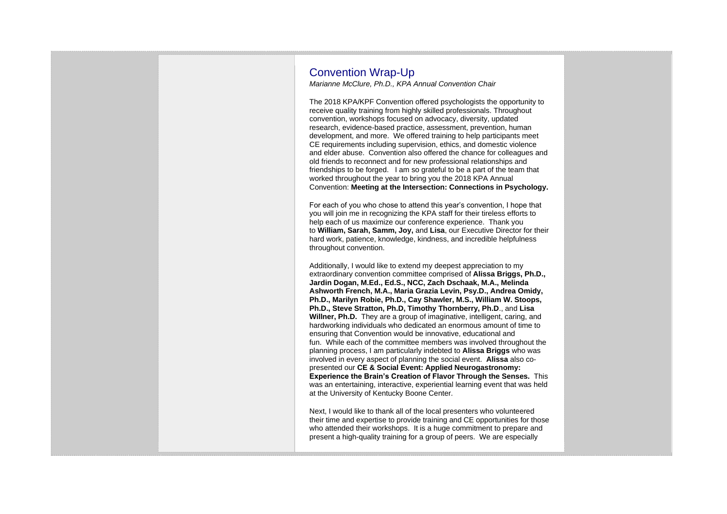## Convention Wrap-Up

*Marianne McClure, Ph.D., KPA Annual Convention Chair*

The 2018 KPA/KPF Convention offered psychologists the opportunity to receive quality training from highly skilled professionals. Throughout convention, workshops focused on advocacy, diversity, updated research, evidence-based practice, assessment, prevention, human development, and more. We offered training to help participants meet CE requirements including supervision, ethics, and domestic violence and elder abuse. Convention also offered the chance for colleagues and old friends to reconnect and for new professional relationships and friendships to be forged. I am so grateful to be a part of the team that worked throughout the year to bring you the 2018 KPA Annual Convention: **Meeting at the Intersection: Connections in Psychology.**

For each of you who chose to attend this year's convention, I hope that you will join me in recognizing the KPA staff for their tireless efforts to help each of us maximize our conference experience. Thank you to **William, Sarah, Samm, Joy,** and **Lisa**, our Executive Director for their hard work, patience, knowledge, kindness, and incredible helpfulness throughout convention.

Additionally, I would like to extend my deepest appreciation to my extraordinary convention committee comprised of **Alissa Briggs, Ph.D., Jardin Dogan, M.Ed., Ed.S., NCC, Zach Dschaak, M.A., Melinda Ashworth French, M.A., Maria Grazia Levin, Psy.D., Andrea Omidy, Ph.D., Marilyn Robie, Ph.D., Cay Shawler, M.S., William W. Stoops, Ph.D., Steve Stratton, Ph.D, Timothy Thornberry, Ph.D**., and **Lisa Willner, Ph.D.** They are a group of imaginative, intelligent, caring, and hardworking individuals who dedicated an enormous amount of time to ensuring that Convention would be innovative, educational and fun. While each of the committee members was involved throughout the planning process, I am particularly indebted to **Alissa Briggs** who was involved in every aspect of planning the social event. **Alissa** also co-presented our **CE & Social Event: Applied Neurogastronomy: Experience the Brain's Creation of Flavor Through the Senses.** This was an entertaining, interactive, experiential learning event that was held at the University of Kentucky Boone Center.

Next, I would like to thank all of the local presenters who volunteered their time and expertise to provide training and CE opportunities for those who attended their workshops. It is a huge commitment to prepare and present a high-quality training for a group of peers. We are especially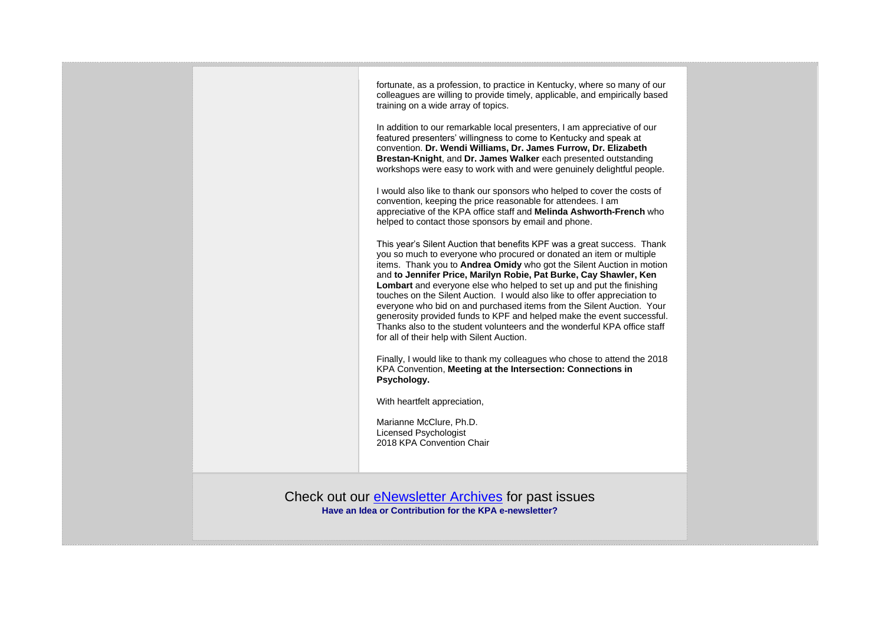fortunate, as a profession, to practice in Kentucky, where so many of our colleagues are willing to provide timely, applicable, and empirically based training on a wide array of topics.

In addition to our remarkable local presenters, I am appreciative of our featured presenters' willingness to come to Kentucky and speak at convention. **Dr. Wendi Williams, Dr. James Furrow, Dr. Elizabeth Brestan-Knight**, and **Dr. James Walker** each presented outstanding workshops were easy to work with and were genuinely delightful people.

I would also like to thank our sponsors who helped to cover the costs of convention, keeping the price reasonable for attendees. I am appreciative of the KPA office staff and **Melinda Ashworth-French** who helped to contact those sponsors by email and phone.

This year's Silent Auction that benefits KPF was a great success. Thank you so much to everyone who procured or donated an item or multiple items. Thank you to **Andrea Omidy** who got the Silent Auction in motion and **to Jennifer Price, Marilyn Robie, Pat Burke, Cay Shawler, Ken Lombart** and everyone else who helped to set up and put the finishing touches on the Silent Auction. I would also like to offer appreciation to everyone who bid on and purchased items from the Silent Auction. Your generosity provided funds to KPF and helped make the event successful. Thanks also to the student volunteers and the wonderful KPA office staff for all of their help with Silent Auction.

Finally, I would like to thank my colleagues who chose to attend the 2018 KPA Convention, **Meeting at the Intersection: Connections in Psychology.**

With heartfelt appreciation,

Marianne McClure, Ph.D.
Licensed Psychologist
2018 KPA Convention Chair

Check out our eNewsletter Archives for past issues

**Have an Idea or Contribution for the KPA e-newsletter?**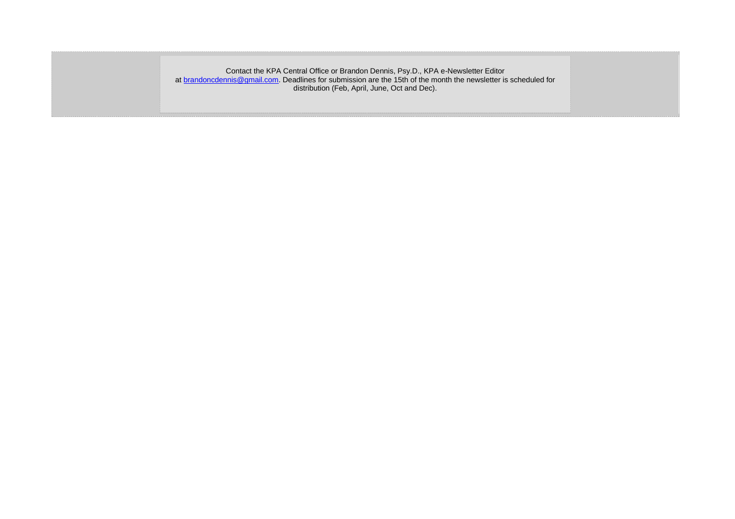Contact the KPA Central Office or Brandon Dennis, Psy.D., KPA e-Newsletter Editor at [brandoncdennis@gmail.com](mailto:brandoncdennis@gmail.com). Deadlines for submission are the 15th of the month the newsletter is scheduled for distribution (Feb, April, June, Oct and Dec).